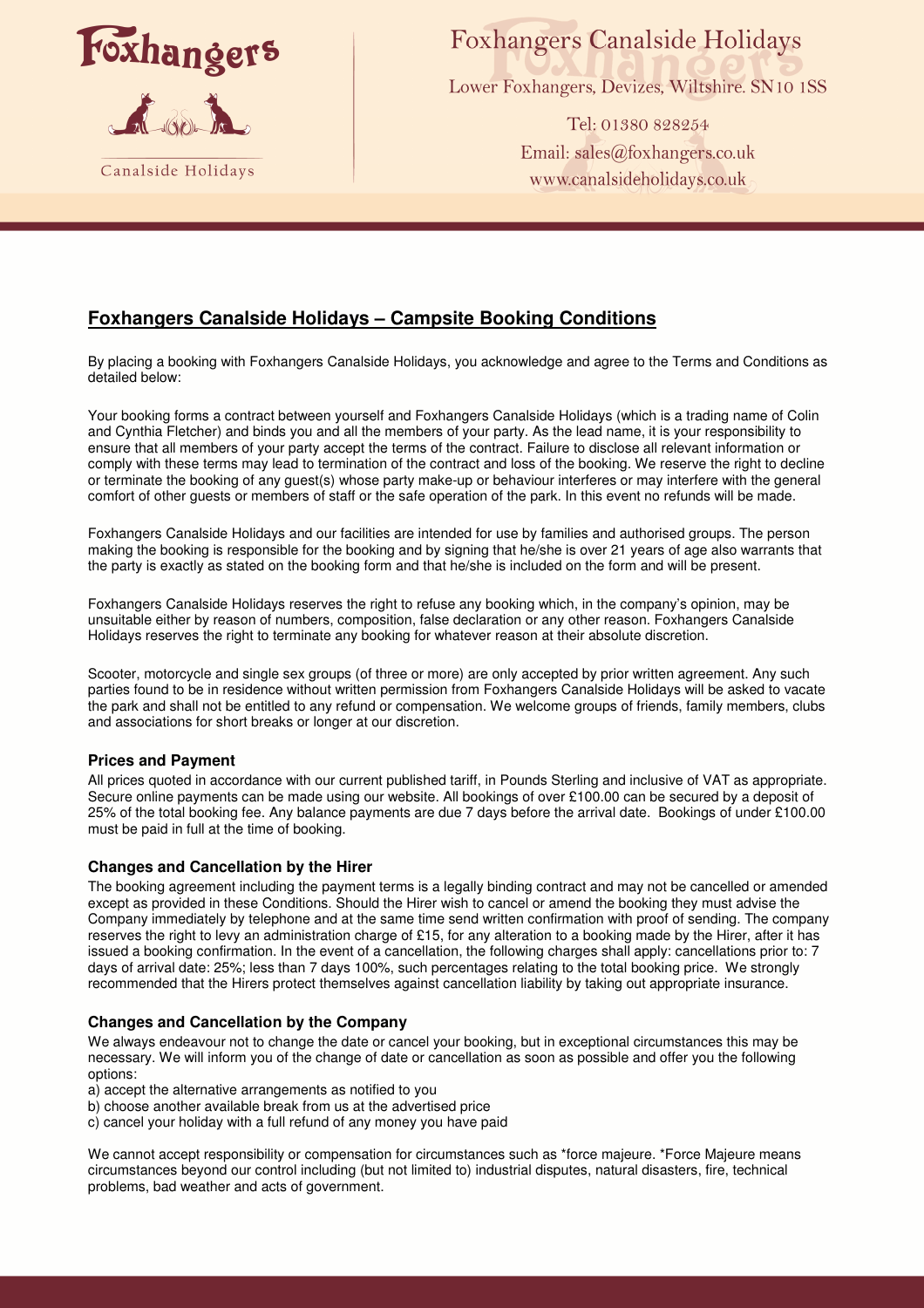Foxhangers Canalside Holidays

Lower Foxhangers, Devizes, Wiltshire. SN10 1SS

Tel: 01380 828254
Email: sales@foxhangers.co.uk
www.canalsideholidays.co.uk

# Foxhangers Canalside Holidays – Campsite Booking Conditions

By placing a booking with Foxhangers Canalside Holidays, you acknowledge and agree to the Terms and Conditions as detailed below:

Your booking forms a contract between yourself and Foxhangers Canalside Holidays (which is a trading name of Colin and Cynthia Fletcher) and binds you and all the members of your party. As the lead name, it is your responsibility to ensure that all members of your party accept the terms of the contract. Failure to disclose all relevant information or comply with these terms may lead to termination of the contract and loss of the booking. We reserve the right to decline or terminate the booking of any guest(s) whose party make-up or behaviour interferes or may interfere with the general comfort of other guests or members of staff or the safe operation of the park. In this event no refunds will be made.

Foxhangers Canalside Holidays and our facilities are intended for use by families and authorised groups. The person making the booking is responsible for the booking and by signing that he/she is over 21 years of age also warrants that the party is exactly as stated on the booking form and that he/she is included on the form and will be present.

Foxhangers Canalside Holidays reserves the right to refuse any booking which, in the company's opinion, may be unsuitable either by reason of numbers, composition, false declaration or any other reason. Foxhangers Canalside Holidays reserves the right to terminate any booking for whatever reason at their absolute discretion.

Scooter, motorcycle and single sex groups (of three or more) are only accepted by prior written agreement. Any such parties found to be in residence without written permission from Foxhangers Canalside Holidays will be asked to vacate the park and shall not be entitled to any refund or compensation. We welcome groups of friends, family members, clubs and associations for short breaks or longer at our discretion.

### Prices and Payment

All prices quoted in accordance with our current published tariff, in Pounds Sterling and inclusive of VAT as appropriate. Secure online payments can be made using our website. All bookings of over £100.00 can be secured by a deposit of 25% of the total booking fee. Any balance payments are due 7 days before the arrival date. Bookings of under £100.00 must be paid in full at the time of booking.

### Changes and Cancellation by the Hirer

The booking agreement including the payment terms is a legally binding contract and may not be cancelled or amended except as provided in these Conditions. Should the Hirer wish to cancel or amend the booking they must advise the Company immediately by telephone and at the same time send written confirmation with proof of sending. The company reserves the right to levy an administration charge of £15, for any alteration to a booking made by the Hirer, after it has issued a booking confirmation. In the event of a cancellation, the following charges shall apply: cancellations prior to: 7 days of arrival date: 25%; less than 7 days 100%, such percentages relating to the total booking price. We strongly recommended that the Hirers protect themselves against cancellation liability by taking out appropriate insurance.

### Changes and Cancellation by the Company

We always endeavour not to change the date or cancel your booking, but in exceptional circumstances this may be necessary. We will inform you of the change of date or cancellation as soon as possible and offer you the following options:

a) accept the alternative arrangements as notified to you
b) choose another available break from us at the advertised price
c) cancel your holiday with a full refund of any money you have paid

We cannot accept responsibility or compensation for circumstances such as *force majeure. *Force Majeure means circumstances beyond our control including (but not limited to) industrial disputes, natural disasters, fire, technical problems, bad weather and acts of government.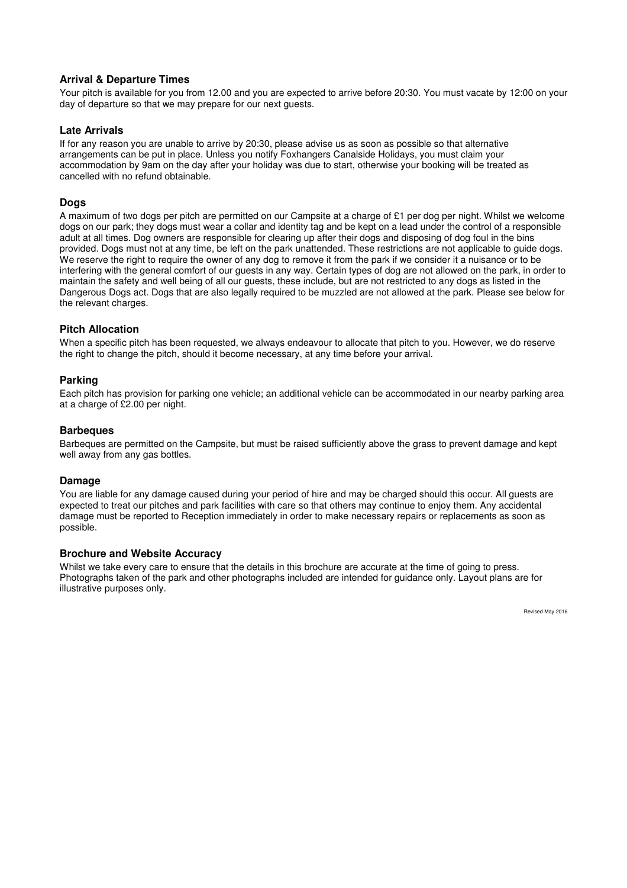### Arrival & Departure Times

Your pitch is available for you from 12.00 and you are expected to arrive before 20:30. You must vacate by 12:00 on your day of departure so that we may prepare for our next guests.

### Late Arrivals

If for any reason you are unable to arrive by 20:30, please advise us as soon as possible so that alternative arrangements can be put in place. Unless you notify Foxhangers Canalside Holidays, you must claim your accommodation by 9am on the day after your holiday was due to start, otherwise your booking will be treated as cancelled with no refund obtainable.

### Dogs

A maximum of two dogs per pitch are permitted on our Campsite at a charge of £1 per dog per night. Whilst we welcome dogs on our park; they dogs must wear a collar and identity tag and be kept on a lead under the control of a responsible adult at all times. Dog owners are responsible for clearing up after their dogs and disposing of dog foul in the bins provided. Dogs must not at any time, be left on the park unattended. These restrictions are not applicable to guide dogs. We reserve the right to require the owner of any dog to remove it from the park if we consider it a nuisance or to be interfering with the general comfort of our guests in any way. Certain types of dog are not allowed on the park, in order to maintain the safety and well being of all our guests, these include, but are not restricted to any dogs as listed in the Dangerous Dogs act. Dogs that are also legally required to be muzzled are not allowed at the park. Please see below for the relevant charges.

### Pitch Allocation

When a specific pitch has been requested, we always endeavour to allocate that pitch to you. However, we do reserve the right to change the pitch, should it become necessary, at any time before your arrival.

### Parking

Each pitch has provision for parking one vehicle; an additional vehicle can be accommodated in our nearby parking area at a charge of £2.00 per night.

### Barbeques

Barbeques are permitted on the Campsite, but must be raised sufficiently above the grass to prevent damage and kept well away from any gas bottles.

### Damage

You are liable for any damage caused during your period of hire and may be charged should this occur. All guests are expected to treat our pitches and park facilities with care so that others may continue to enjoy them. Any accidental damage must be reported to Reception immediately in order to make necessary repairs or replacements as soon as possible.

### Brochure and Website Accuracy

Whilst we take every care to ensure that the details in this brochure are accurate at the time of going to press. Photographs taken of the park and other photographs included are intended for guidance only. Layout plans are for illustrative purposes only.

Revised May 2016